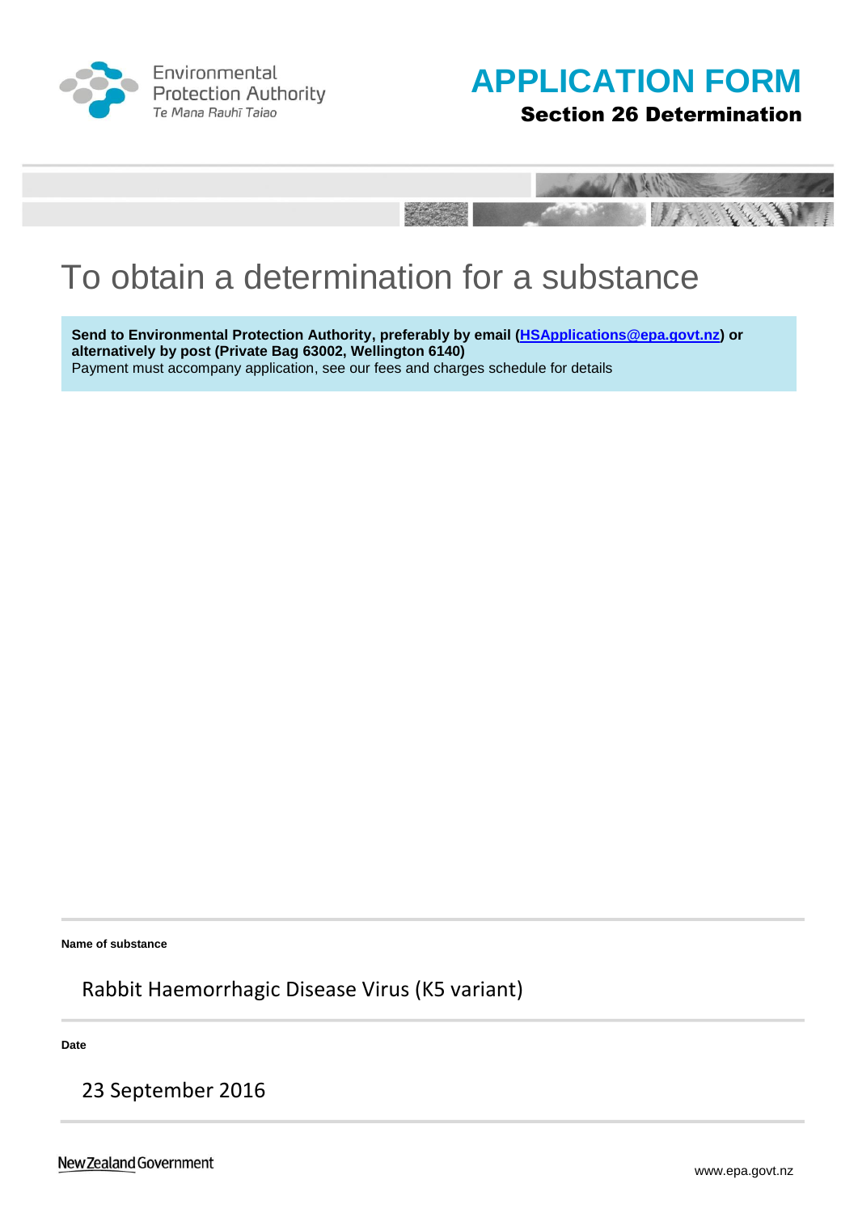Environmental Protection Authority
*Te Mana Rauhī Taiao*

# APPLICATION FORM

**Section 26 Determination**

# To obtain a determination for a substance

**Send to Environmental Protection Authority, preferably by email ([HSApplications@epa.govt.nz](mailto:HSApplications@epa.govt.nz)) or alternatively by post (Private Bag 63002, Wellington 6140)**
Payment must accompany application, see our fees and charges schedule for details

**Name of substance**

Rabbit Haemorrhagic Disease Virus (K5 variant)

**Date**

23 September 2016

New Zealand Government

www.epa.govt.nz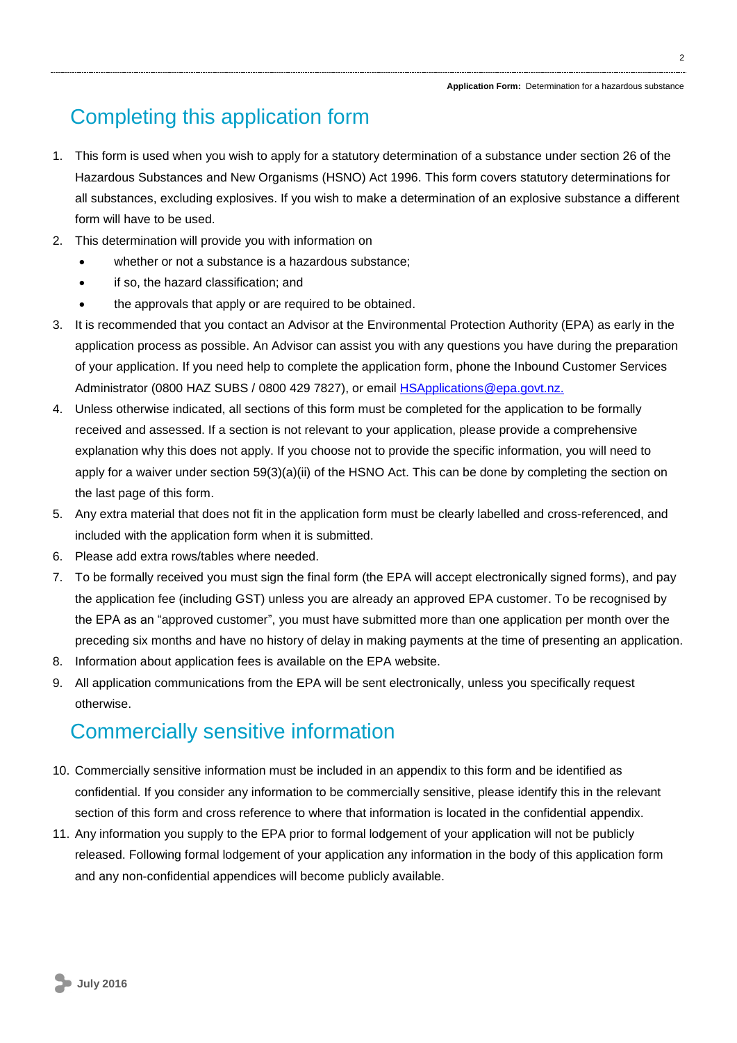# Completing this application form

1. This form is used when you wish to apply for a statutory determination of a substance under section 26 of the Hazardous Substances and New Organisms (HSNO) Act 1996. This form covers statutory determinations for all substances, excluding explosives. If you wish to make a determination of an explosive substance a different form will have to be used.
2. This determination will provide you with information on
   - whether or not a substance is a hazardous substance;
   - if so, the hazard classification; and
   - the approvals that apply or are required to be obtained.
3. It is recommended that you contact an Advisor at the Environmental Protection Authority (EPA) as early in the application process as possible. An Advisor can assist you with any questions you have during the preparation of your application. If you need help to complete the application form, phone the Inbound Customer Services Administrator (0800 HAZ SUBS / 0800 429 7827), or email HSApplications@epa.govt.nz.
4. Unless otherwise indicated, all sections of this form must be completed for the application to be formally received and assessed. If a section is not relevant to your application, please provide a comprehensive explanation why this does not apply. If you choose not to provide the specific information, you will need to apply for a waiver under section 59(3)(a)(ii) of the HSNO Act. This can be done by completing the section on the last page of this form.
5. Any extra material that does not fit in the application form must be clearly labelled and cross-referenced, and included with the application form when it is submitted.
6. Please add extra rows/tables where needed.
7. To be formally received you must sign the final form (the EPA will accept electronically signed forms), and pay the application fee (including GST) unless you are already an approved EPA customer. To be recognised by the EPA as an "approved customer", you must have submitted more than one application per month over the preceding six months and have no history of delay in making payments at the time of presenting an application.
8. Information about application fees is available on the EPA website.
9. All application communications from the EPA will be sent electronically, unless you specifically request otherwise.

# Commercially sensitive information

10. Commercially sensitive information must be included in an appendix to this form and be identified as confidential. If you consider any information to be commercially sensitive, please identify this in the relevant section of this form and cross reference to where that information is located in the confidential appendix.
11. Any information you supply to the EPA prior to formal lodgement of your application will not be publicly released. Following formal lodgement of your application any information in the body of this application form and any non-confidential appendices will become publicly available.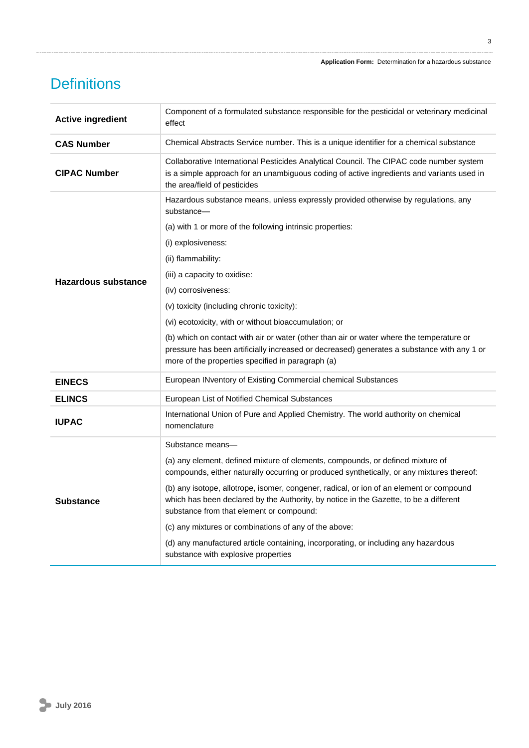# Definitions

| | |
|---|---|
| **Active ingredient** | Component of a formulated substance responsible for the pesticidal or veterinary medicinal effect |
| **CAS Number** | Chemical Abstracts Service number. This is a unique identifier for a chemical substance |
| **CIPAC Number** | Collaborative International Pesticides Analytical Council. The CIPAC code number system is a simple approach for an unambiguous coding of active ingredients and variants used in the area/field of pesticides |
| **Hazardous substance** | Hazardous substance means, unless expressly provided otherwise by regulations, any substance—<br>(a) with 1 or more of the following intrinsic properties:<br>(i) explosiveness:<br>(ii) flammability:<br>(iii) a capacity to oxidise:<br>(iv) corrosiveness:<br>(v) toxicity (including chronic toxicity):<br>(vi) ecotoxicity, with or without bioaccumulation; or<br>(b) which on contact with air or water (other than air or water where the temperature or pressure has been artificially increased or decreased) generates a substance with any 1 or more of the properties specified in paragraph (a) |
| **EINECS** | European INventory of Existing Commercial chemical Substances |
| **ELINCS** | European List of Notified Chemical Substances |
| **IUPAC** | International Union of Pure and Applied Chemistry. The world authority on chemical nomenclature |
| **Substance** | Substance means—<br>(a) any element, defined mixture of elements, compounds, or defined mixture of compounds, either naturally occurring or produced synthetically, or any mixtures thereof:<br>(b) any isotope, allotrope, isomer, congener, radical, or ion of an element or compound which has been declared by the Authority, by notice in the Gazette, to be a different substance from that element or compound:<br>(c) any mixtures or combinations of any of the above:<br>(d) any manufactured article containing, incorporating, or including any hazardous substance with explosive properties |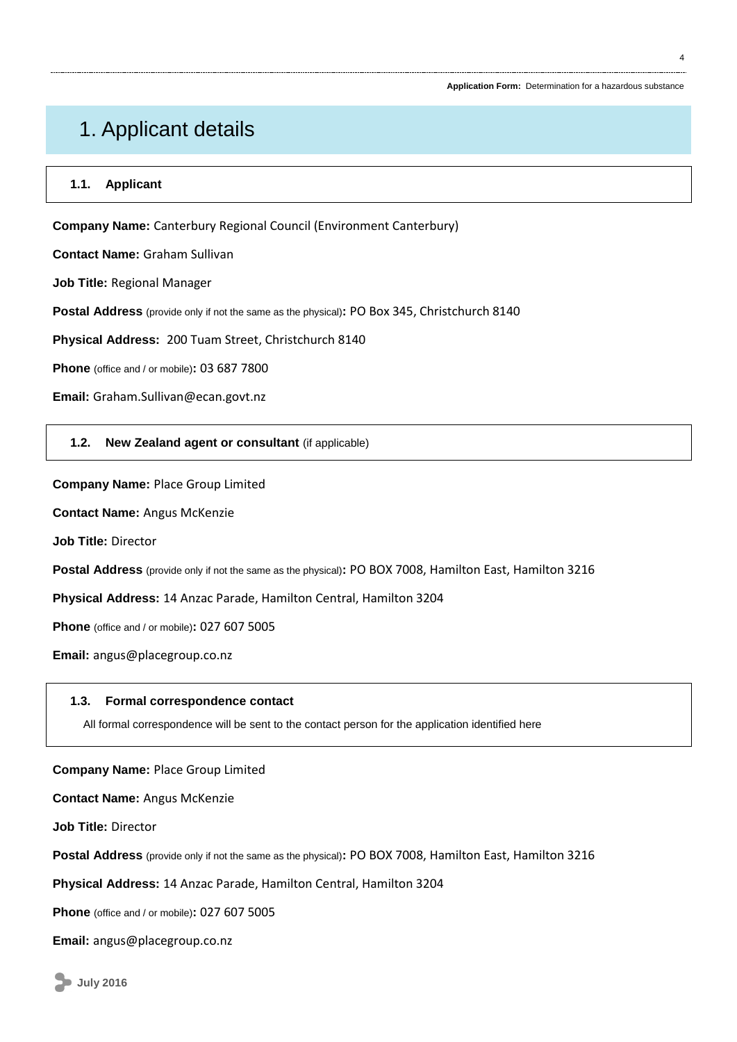# 1. Applicant details

## 1.1. Applicant

**Company Name:** Canterbury Regional Council (Environment Canterbury)

**Contact Name:** Graham Sullivan

**Job Title:** Regional Manager

**Postal Address** (provide only if not the same as the physical)**:** PO Box 345, Christchurch 8140

**Physical Address:** 200 Tuam Street, Christchurch 8140

**Phone** (office and / or mobile)**:** 03 687 7800

**Email:** Graham.Sullivan@ecan.govt.nz

## 1.2. New Zealand agent or consultant (if applicable)

**Company Name:** Place Group Limited

**Contact Name:** Angus McKenzie

**Job Title:** Director

**Postal Address** (provide only if not the same as the physical)**:** PO BOX 7008, Hamilton East, Hamilton 3216

**Physical Address:** 14 Anzac Parade, Hamilton Central, Hamilton 3204

**Phone** (office and / or mobile)**:** 027 607 5005

**Email:** angus@placegroup.co.nz

## 1.3. Formal correspondence contact

All formal correspondence will be sent to the contact person for the application identified here

**Company Name:** Place Group Limited

**Contact Name:** Angus McKenzie

**Job Title:** Director

**Postal Address** (provide only if not the same as the physical)**:** PO BOX 7008, Hamilton East, Hamilton 3216

**Physical Address:** 14 Anzac Parade, Hamilton Central, Hamilton 3204

**Phone** (office and / or mobile)**:** 027 607 5005

**Email:** angus@placegroup.co.nz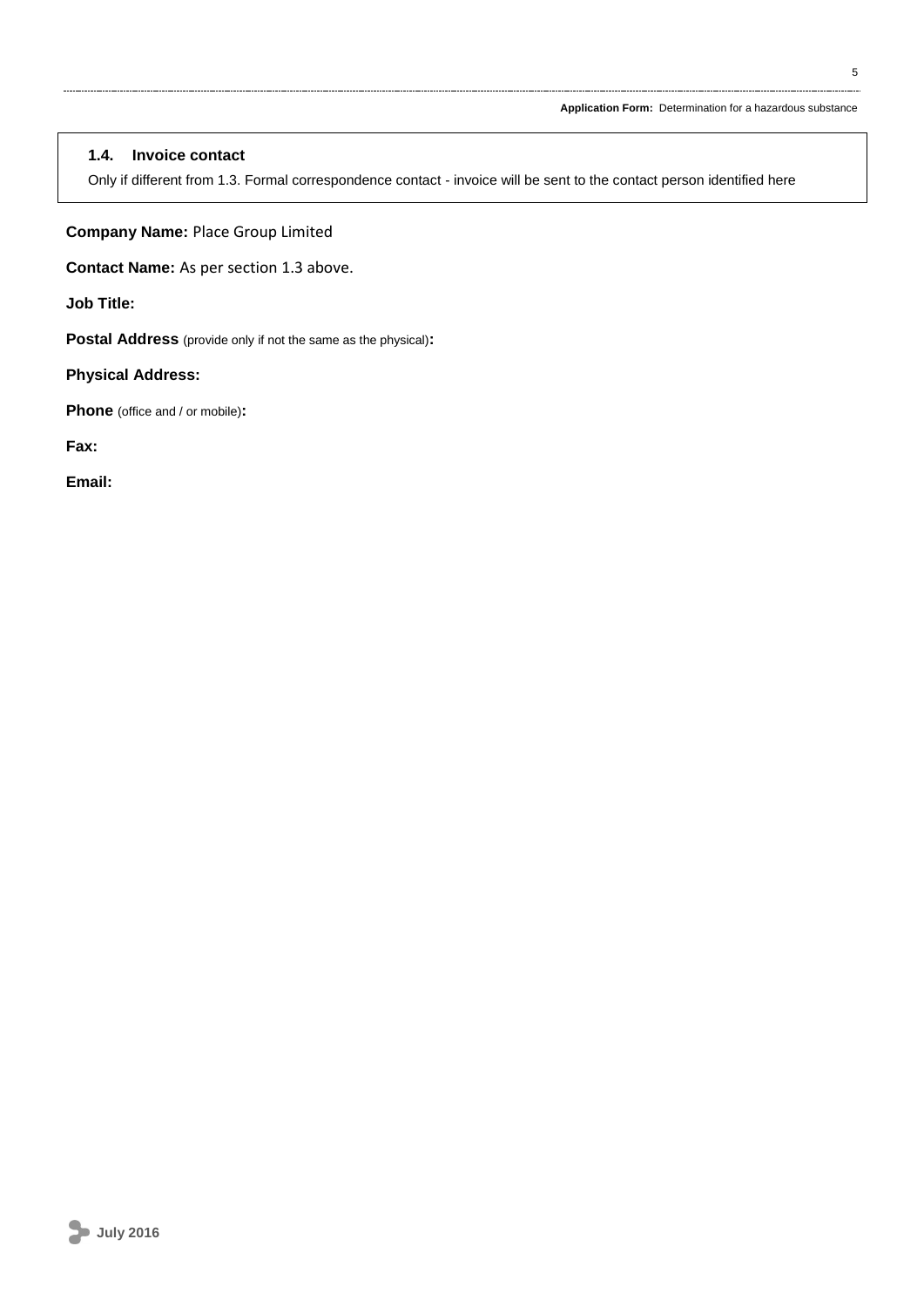### 1.4. Invoice contact

Only if different from 1.3. Formal correspondence contact - invoice will be sent to the contact person identified here

**Company Name:** Place Group Limited

**Contact Name:** As per section 1.3 above.

**Job Title:**

**Postal Address** (provide only if not the same as the physical)**:**

**Physical Address:**

**Phone** (office and / or mobile)**:**

**Fax:**

**Email:**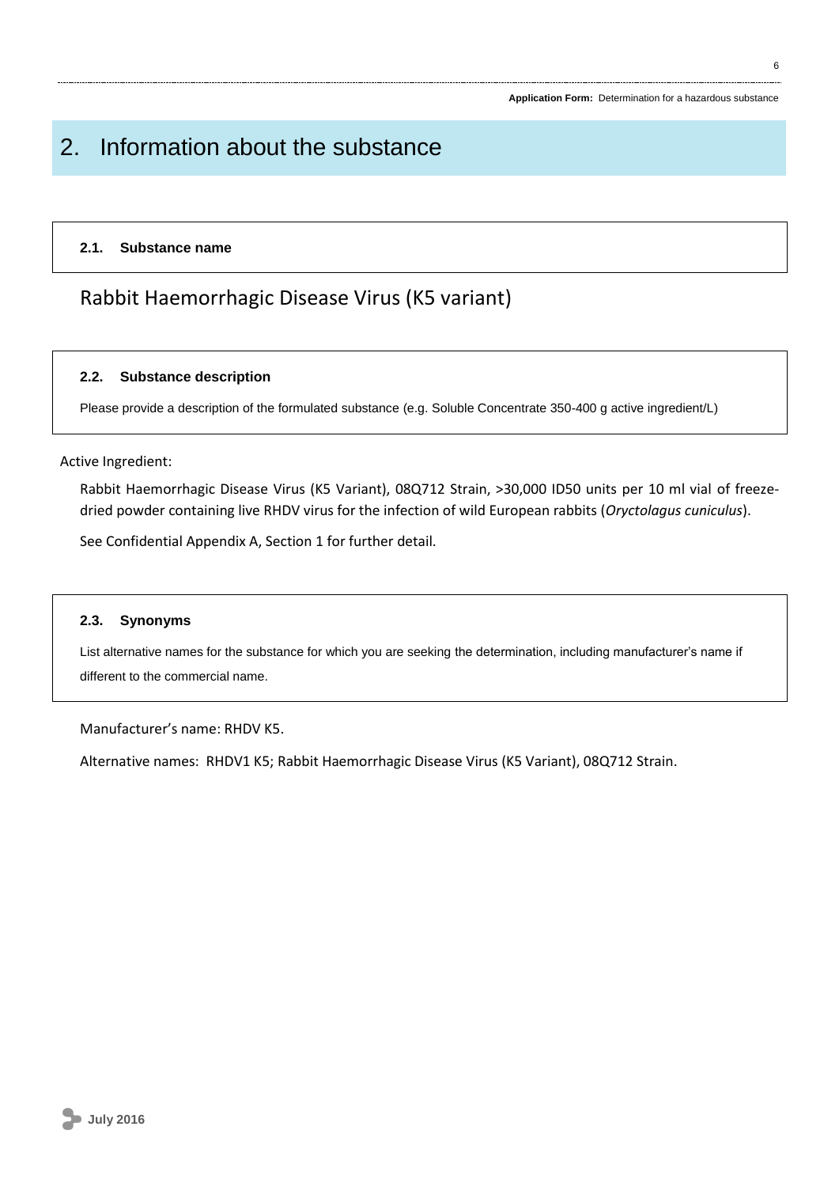# 2. Information about the substance

### 2.1. Substance name

Rabbit Haemorrhagic Disease Virus (K5 variant)

### 2.2. Substance description

Please provide a description of the formulated substance (e.g. Soluble Concentrate 350-400 g active ingredient/L)

Active Ingredient:

Rabbit Haemorrhagic Disease Virus (K5 Variant), 08Q712 Strain, >30,000 ID50 units per 10 ml vial of freeze-dried powder containing live RHDV virus for the infection of wild European rabbits (*Oryctolagus cuniculus*).

See Confidential Appendix A, Section 1 for further detail.

### 2.3. Synonyms

List alternative names for the substance for which you are seeking the determination, including manufacturer's name if different to the commercial name.

Manufacturer's name: RHDV K5.

Alternative names: RHDV1 K5; Rabbit Haemorrhagic Disease Virus (K5 Variant), 08Q712 Strain.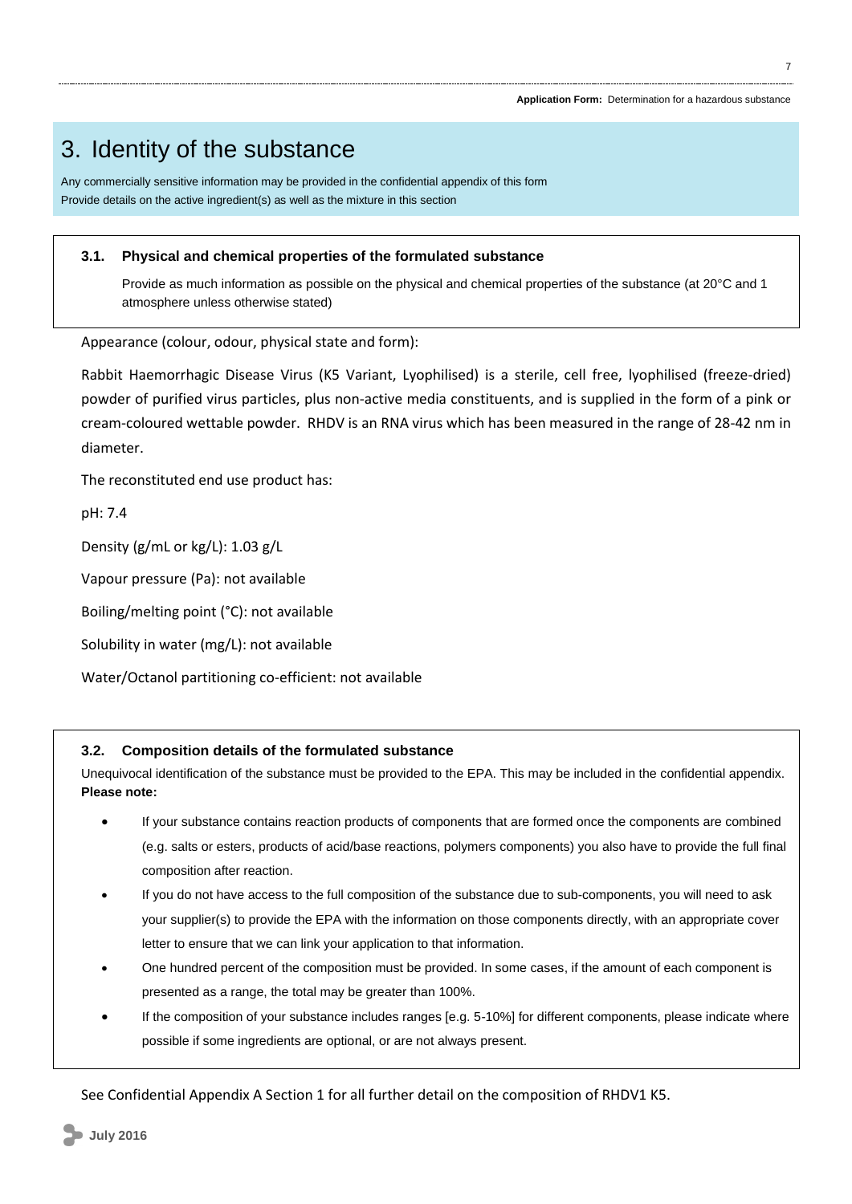# 3. Identity of the substance

Any commercially sensitive information may be provided in the confidential appendix of this form
Provide details on the active ingredient(s) as well as the mixture in this section

### 3.1. Physical and chemical properties of the formulated substance

Provide as much information as possible on the physical and chemical properties of the substance (at 20°C and 1 atmosphere unless otherwise stated)

Appearance (colour, odour, physical state and form):

Rabbit Haemorrhagic Disease Virus (K5 Variant, Lyophilised) is a sterile, cell free, lyophilised (freeze-dried) powder of purified virus particles, plus non-active media constituents, and is supplied in the form of a pink or cream-coloured wettable powder. RHDV is an RNA virus which has been measured in the range of 28-42 nm in diameter.

The reconstituted end use product has:

pH: 7.4

Density (g/mL or kg/L): 1.03 g/L

Vapour pressure (Pa): not available

Boiling/melting point (°C): not available

Solubility in water (mg/L): not available

Water/Octanol partitioning co-efficient: not available

### 3.2. Composition details of the formulated substance

Unequivocal identification of the substance must be provided to the EPA. This may be included in the confidential appendix.
**Please note:**

- If your substance contains reaction products of components that are formed once the components are combined (e.g. salts or esters, products of acid/base reactions, polymers components) you also have to provide the full final composition after reaction.
- If you do not have access to the full composition of the substance due to sub-components, you will need to ask your supplier(s) to provide the EPA with the information on those components directly, with an appropriate cover letter to ensure that we can link your application to that information.
- One hundred percent of the composition must be provided. In some cases, if the amount of each component is presented as a range, the total may be greater than 100%.
- If the composition of your substance includes ranges [e.g. 5-10%] for different components, please indicate where possible if some ingredients are optional, or are not always present.

See Confidential Appendix A Section 1 for all further detail on the composition of RHDV1 K5.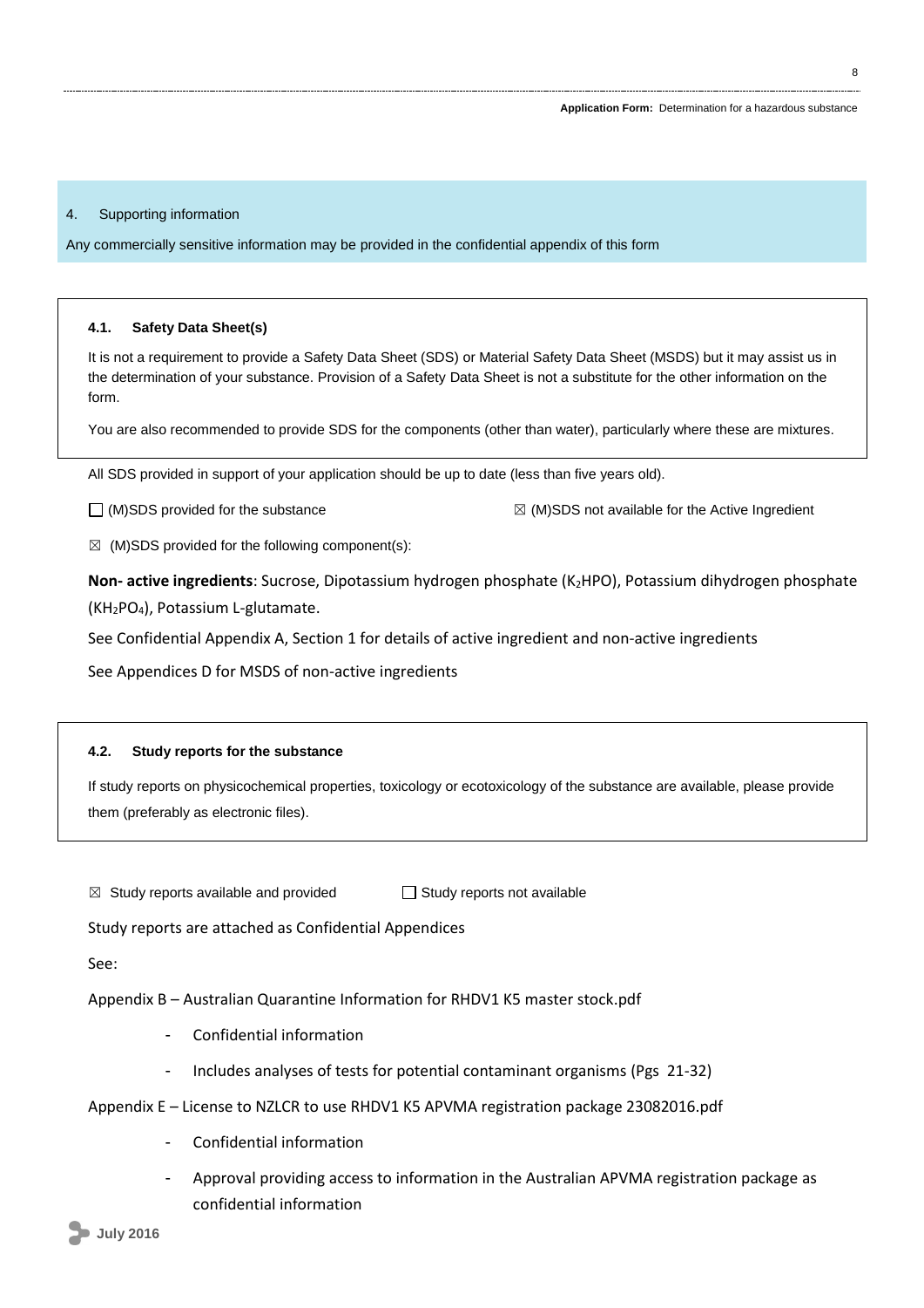## 4. Supporting information

Any commercially sensitive information may be provided in the confidential appendix of this form

### 4.1. Safety Data Sheet(s)

It is not a requirement to provide a Safety Data Sheet (SDS) or Material Safety Data Sheet (MSDS) but it may assist us in the determination of your substance. Provision of a Safety Data Sheet is not a substitute for the other information on the form.

You are also recommended to provide SDS for the components (other than water), particularly where these are mixtures.

All SDS provided in support of your application should be up to date (less than five years old).

☐ (M)SDS provided for the substance

☒ (M)SDS not available for the Active Ingredient

☒ (M)SDS provided for the following component(s):

**Non- active ingredients**: Sucrose, Dipotassium hydrogen phosphate ($K_2HPO$), Potassium dihydrogen phosphate ($KH_2PO_4$), Potassium L-glutamate.

See Confidential Appendix A, Section 1 for details of active ingredient and non-active ingredients

See Appendices D for MSDS of non-active ingredients

### 4.2. Study reports for the substance

If study reports on physicochemical properties, toxicology or ecotoxicology of the substance are available, please provide them (preferably as electronic files).

☒ Study reports available and provided

☐ Study reports not available

Study reports are attached as Confidential Appendices

See:

Appendix B – Australian Quarantine Information for RHDV1 K5 master stock.pdf

- Confidential information
- Includes analyses of tests for potential contaminant organisms (Pgs 21-32)

Appendix E – License to NZLCR to use RHDV1 K5 APVMA registration package 23082016.pdf

- Confidential information
- Approval providing access to information in the Australian APVMA registration package as confidential information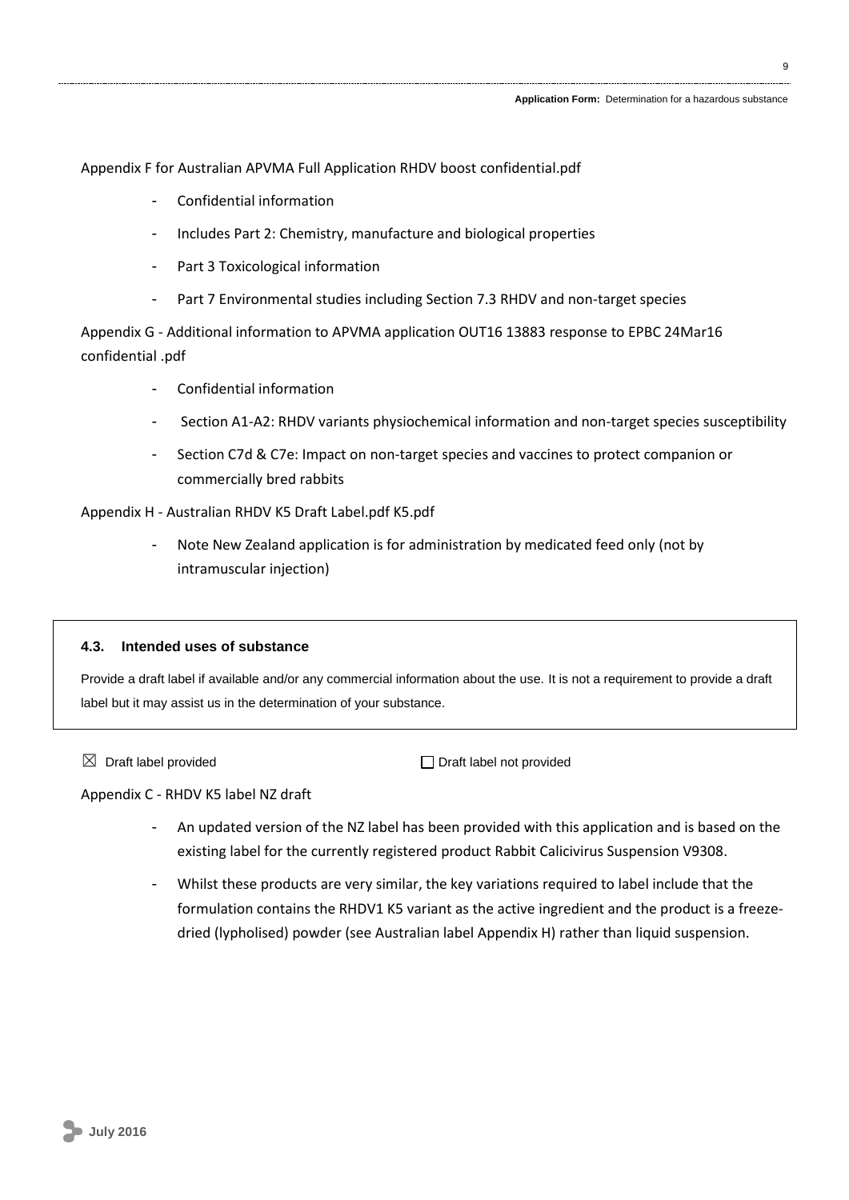Appendix F for Australian APVMA Full Application RHDV boost confidential.pdf

- Confidential information
- Includes Part 2: Chemistry, manufacture and biological properties
- Part 3 Toxicological information
- Part 7 Environmental studies including Section 7.3 RHDV and non-target species

Appendix G - Additional information to APVMA application OUT16 13883 response to EPBC 24Mar16 confidential .pdf

- Confidential information
- Section A1-A2: RHDV variants physiochemical information and non-target species susceptibility
- Section C7d & C7e: Impact on non-target species and vaccines to protect companion or commercially bred rabbits

Appendix H - Australian RHDV K5 Draft Label.pdf K5.pdf

- Note New Zealand application is for administration by medicated feed only (not by intramuscular injection)

### 4.3. Intended uses of substance

Provide a draft label if available and/or any commercial information about the use. It is not a requirement to provide a draft label but it may assist us in the determination of your substance.

☒ Draft label provided ☐ Draft label not provided

Appendix C - RHDV K5 label NZ draft

- An updated version of the NZ label has been provided with this application and is based on the existing label for the currently registered product Rabbit Calicivirus Suspension V9308.
- Whilst these products are very similar, the key variations required to label include that the formulation contains the RHDV1 K5 variant as the active ingredient and the product is a freeze-dried (lypholised) powder (see Australian label Appendix H) rather than liquid suspension.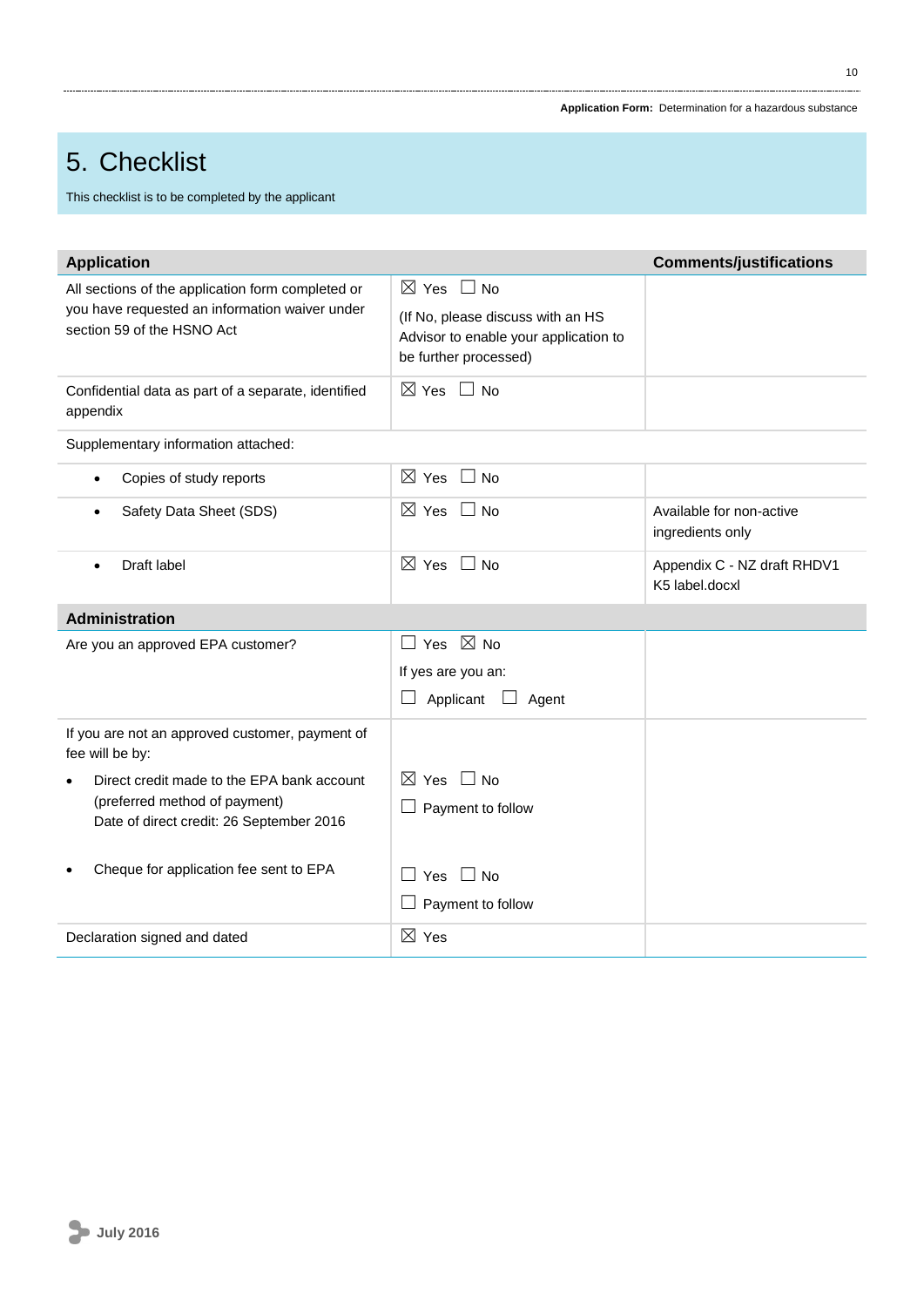# 5. Checklist

This checklist is to be completed by the applicant

| Application | | Comments/justifications |
|---|---|---|
| All sections of the application form completed or you have requested an information waiver under section 59 of the HSNO Act | ☒ Yes ☐ No<br>(If No, please discuss with an HS Advisor to enable your application to be further processed) | |
| Confidential data as part of a separate, identified appendix | ☒ Yes ☐ No | |
| Supplementary information attached: | | |
| • Copies of study reports | ☒ Yes ☐ No | |
| • Safety Data Sheet (SDS) | ☒ Yes ☐ No | Available for non-active ingredients only |
| • Draft label | ☒ Yes ☐ No | Appendix C - NZ draft RHDV1 K5 label.docxl |
| **Administration** | | |
| Are you an approved EPA customer? | ☐ Yes ☒ No<br>If yes are you an:<br>☐ Applicant ☐ Agent | |
| If you are not an approved customer, payment of fee will be by:<br>• Direct credit made to the EPA bank account (preferred method of payment)<br>Date of direct credit: 26 September 2016 | ☒ Yes ☐ No<br>☐ Payment to follow | |
| • Cheque for application fee sent to EPA | ☐ Yes ☐ No<br>☐ Payment to follow | |
| Declaration signed and dated | ☒ Yes | |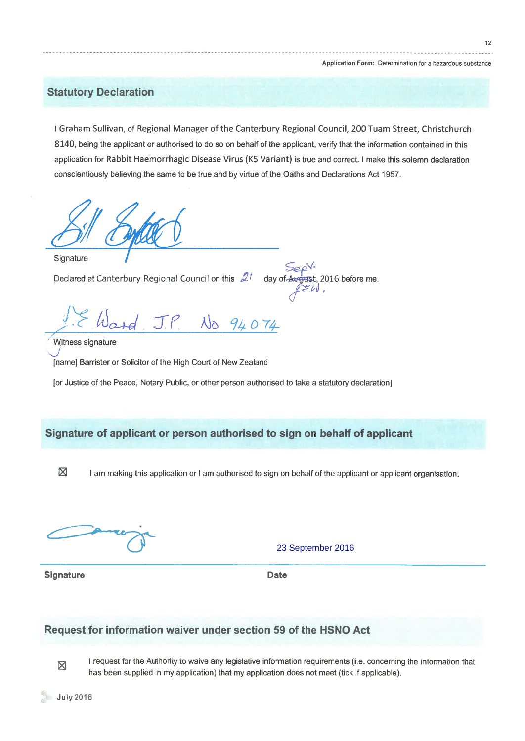## Statutory Declaration

I Graham Sullivan, of Regional Manager of the Canterbury Regional Council, 200 Tuam Street, Christchurch 8140, being the applicant or authorised to do so on behalf of the applicant, verify that the information contained in this application for Rabbit Haemorrhagic Disease Virus (K5 Variant) is true and correct. I make this solemn declaration conscientiously believing the same to be true and by virtue of the Oaths and Declarations Act 1957.

Signature

Declared at Canterbury Regional Council on this 21 day of ~~August~~ Sept. 2016 before me.

J.E. Ward. J.P. No 94074

Witness signature

[name] Barrister or Solicitor of the High Court of New Zealand

[or Justice of the Peace, Notary Public, or other person authorised to take a statutory declaration]

## Signature of applicant or person authorised to sign on behalf of applicant

☒ I am making this application or I am authorised to sign on behalf of the applicant or applicant organisation.

| Signature | Date |
|---|---|
| | 23 September 2016 |

## Request for information waiver under section 59 of the HSNO Act

☒ I request for the Authority to waive any legislative information requirements (i.e. concerning the information that has been supplied in my application) that my application does not meet (tick if applicable).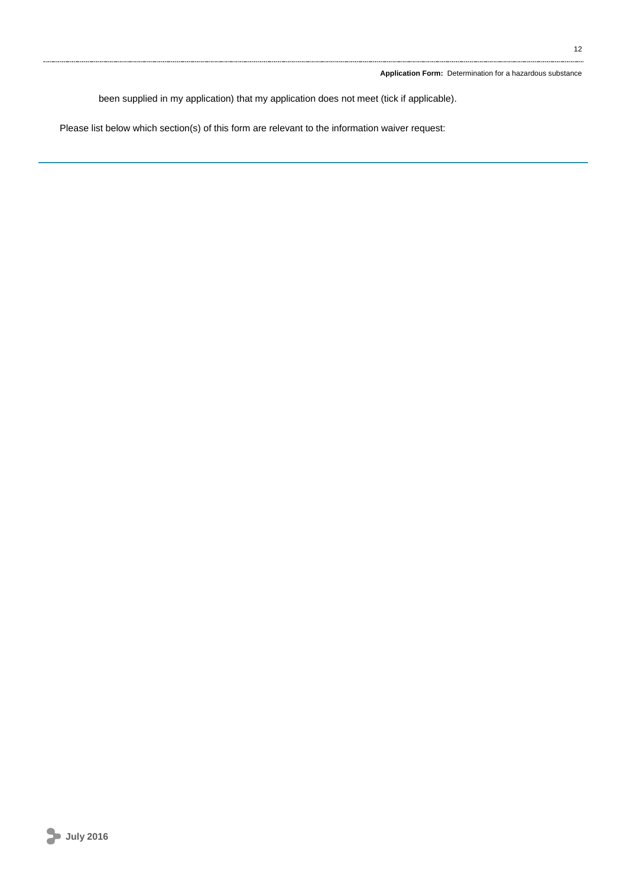been supplied in my application) that my application does not meet (tick if applicable).

Please list below which section(s) of this form are relevant to the information waiver request: